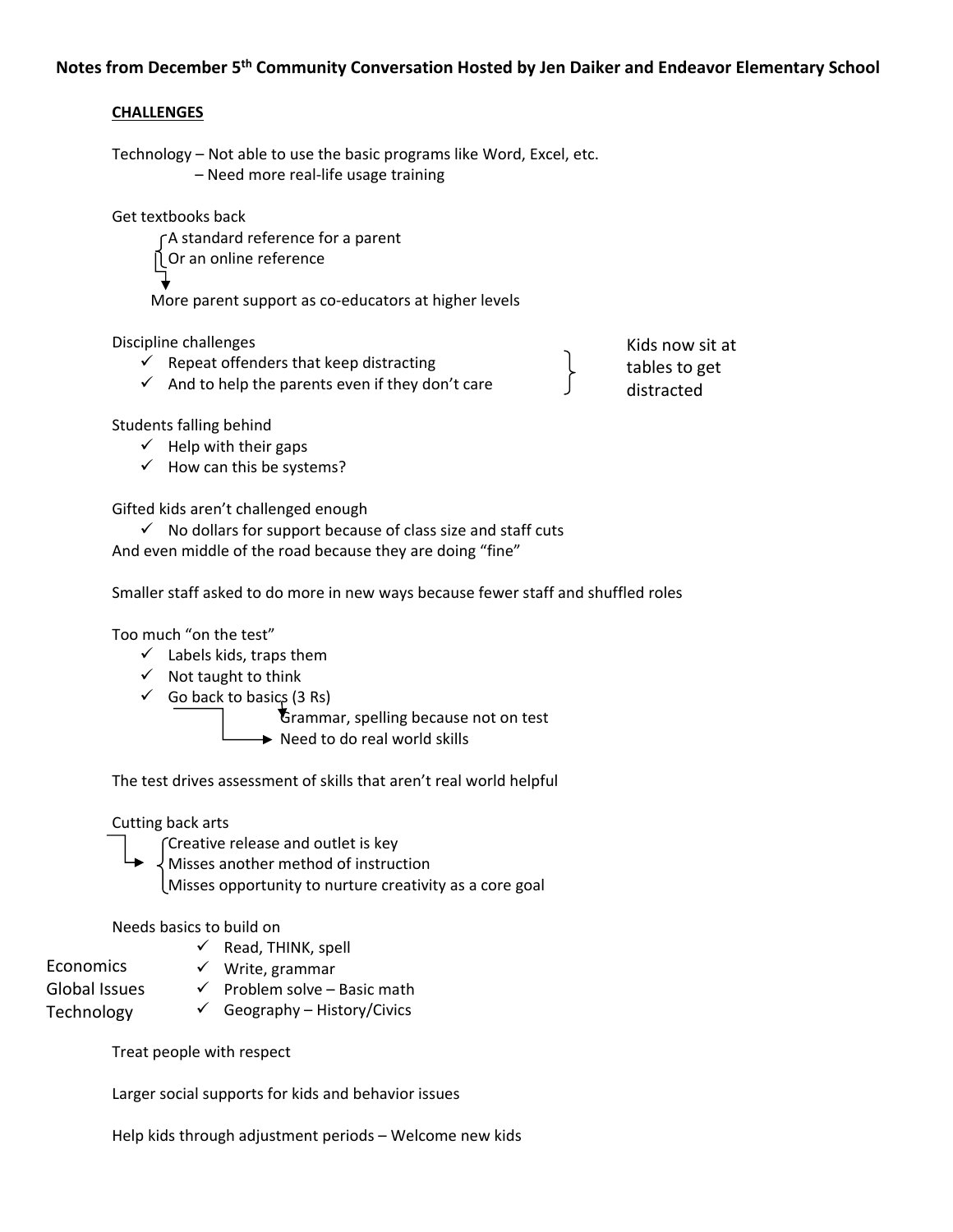**Notes from December 5th Community Conversation Hosted by Jen Daiker and Endeavor Elementary School**

**CHALLENGES**

Technology – Not able to use the basic programs like Word, Excel, etc.
– Need more real-life usage training

Get textbooks back
- A standard reference for a parent
- Or an online reference

→ More parent support as co-educators at higher levels

Discipline challenges
- ✓ Repeat offenders that keep distracting
- ✓ And to help the parents even if they don't care

} Kids now sit at tables to get distracted

Students falling behind
- ✓ Help with their gaps
- ✓ How can this be systems?

Gifted kids aren't challenged enough
- ✓ No dollars for support because of class size and staff cuts

And even middle of the road because they are doing "fine"

Smaller staff asked to do more in new ways because fewer staff and shuffled roles

Too much "on the test"
- ✓ Labels kids, traps them
- ✓ Not taught to think
- ✓ Go back to basics (3 Rs)
  - → Grammar, spelling because not on test
  - → Need to do real world skills

The test drives assessment of skills that aren't real world helpful

Cutting back arts
→
- Creative release and outlet is key
- Misses another method of instruction
- Misses opportunity to nurture creativity as a core goal

Needs basics to build on
- ✓ Read, THINK, spell
- ✓ Write, grammar
- ✓ Problem solve – Basic math
- ✓ Geography – History/Civics

Economics
Global Issues
Technology

Treat people with respect

Larger social supports for kids and behavior issues

Help kids through adjustment periods – Welcome new kids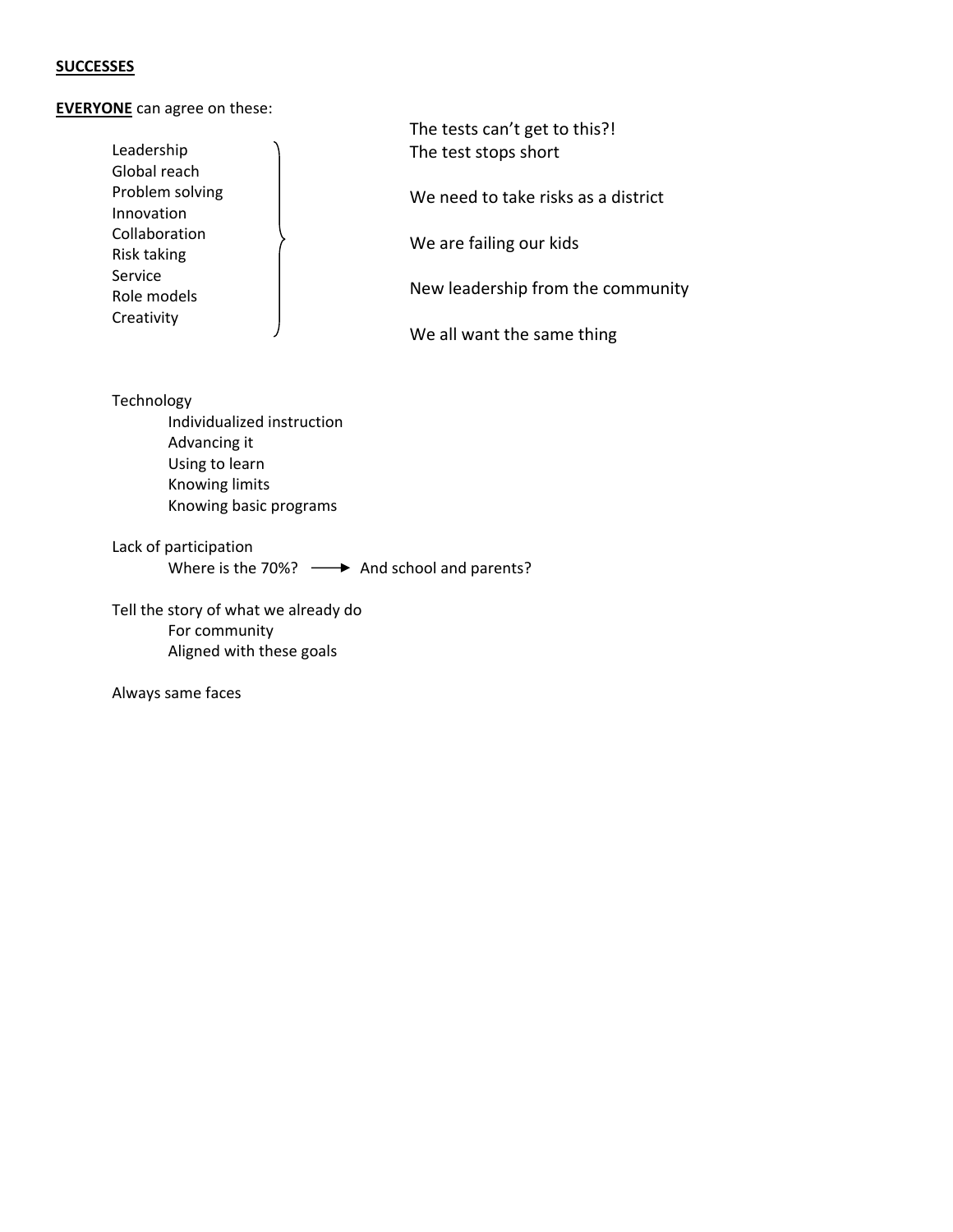**SUCCESSES**

**EVERYONE** can agree on these:

- Leadership
- Global reach
- Problem solving
- Innovation
- Collaboration
- Risk taking
- Service
- Role models
- Creativity

The tests can't get to this?!
The test stops short

We need to take risks as a district

We are failing our kids

New leadership from the community

We all want the same thing

Technology
- Individualized instruction
- Advancing it
- Using to learn
- Knowing limits
- Knowing basic programs

Lack of participation
- Where is the 70%? ⟶ And school and parents?

Tell the story of what we already do
- For community
- Aligned with these goals

Always same faces